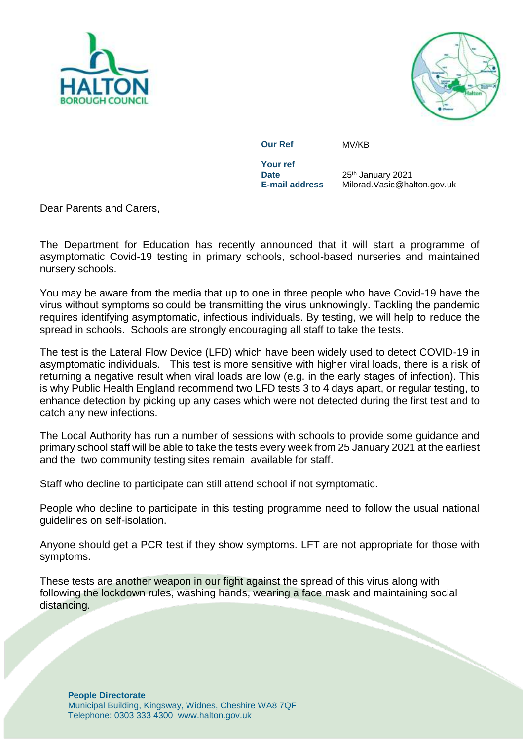HALTON BOROUGH COUNCIL

**Our Ref** MV/KB

**Your ref**

**Date** 25th January 2021

**E-mail address** Milorad.Vasic@halton.gov.uk

Dear Parents and Carers,

The Department for Education has recently announced that it will start a programme of asymptomatic Covid-19 testing in primary schools, school-based nurseries and maintained nursery schools.

You may be aware from the media that up to one in three people who have Covid-19 have the virus without symptoms so could be transmitting the virus unknowingly. Tackling the pandemic requires identifying asymptomatic, infectious individuals. By testing, we will help to reduce the spread in schools. Schools are strongly encouraging all staff to take the tests.

The test is the Lateral Flow Device (LFD) which have been widely used to detect COVID-19 in asymptomatic individuals. This test is more sensitive with higher viral loads, there is a risk of returning a negative result when viral loads are low (e.g. in the early stages of infection). This is why Public Health England recommend two LFD tests 3 to 4 days apart, or regular testing, to enhance detection by picking up any cases which were not detected during the first test and to catch any new infections.

The Local Authority has run a number of sessions with schools to provide some guidance and primary school staff will be able to take the tests every week from 25 January 2021 at the earliest and the two community testing sites remain available for staff.

Staff who decline to participate can still attend school if not symptomatic.

People who decline to participate in this testing programme need to follow the usual national guidelines on self-isolation.

Anyone should get a PCR test if they show symptoms. LFT are not appropriate for those with symptoms.

These tests are another weapon in our fight against the spread of this virus along with following the lockdown rules, washing hands, wearing a face mask and maintaining social distancing.

**People Directorate**
Municipal Building, Kingsway, Widnes, Cheshire WA8 7QF
Telephone: 0303 333 4300 www.halton.gov.uk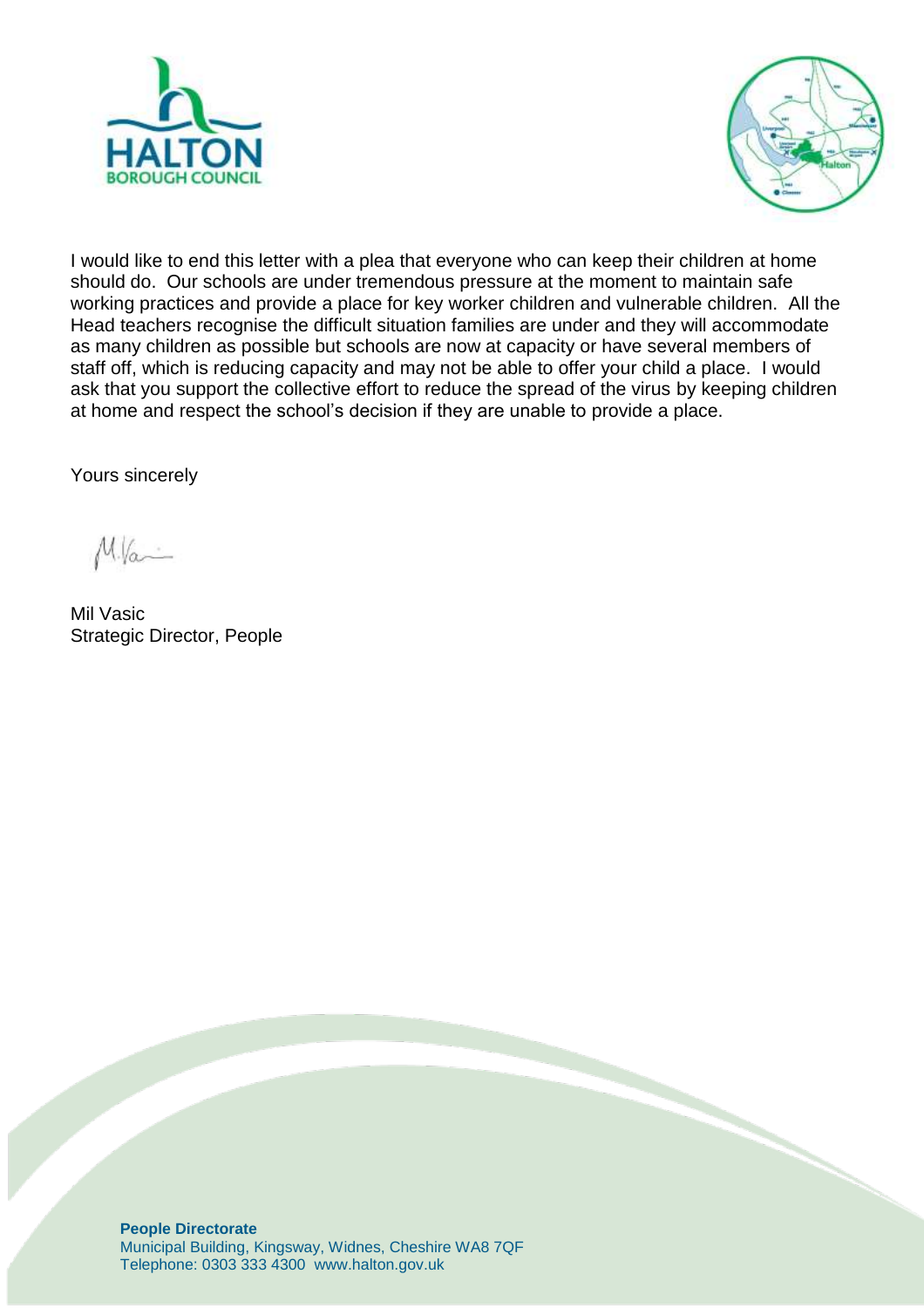I would like to end this letter with a plea that everyone who can keep their children at home should do. Our schools are under tremendous pressure at the moment to maintain safe working practices and provide a place for key worker children and vulnerable children. All the Head teachers recognise the difficult situation families are under and they will accommodate as many children as possible but schools are now at capacity or have several members of staff off, which is reducing capacity and may not be able to offer your child a place. I would ask that you support the collective effort to reduce the spread of the virus by keeping children at home and respect the school's decision if they are unable to provide a place.

Yours sincerely

Mil Vasic
Strategic Director, People

**People Directorate**
Municipal Building, Kingsway, Widnes, Cheshire WA8 7QF
Telephone: 0303 333 4300 www.halton.gov.uk